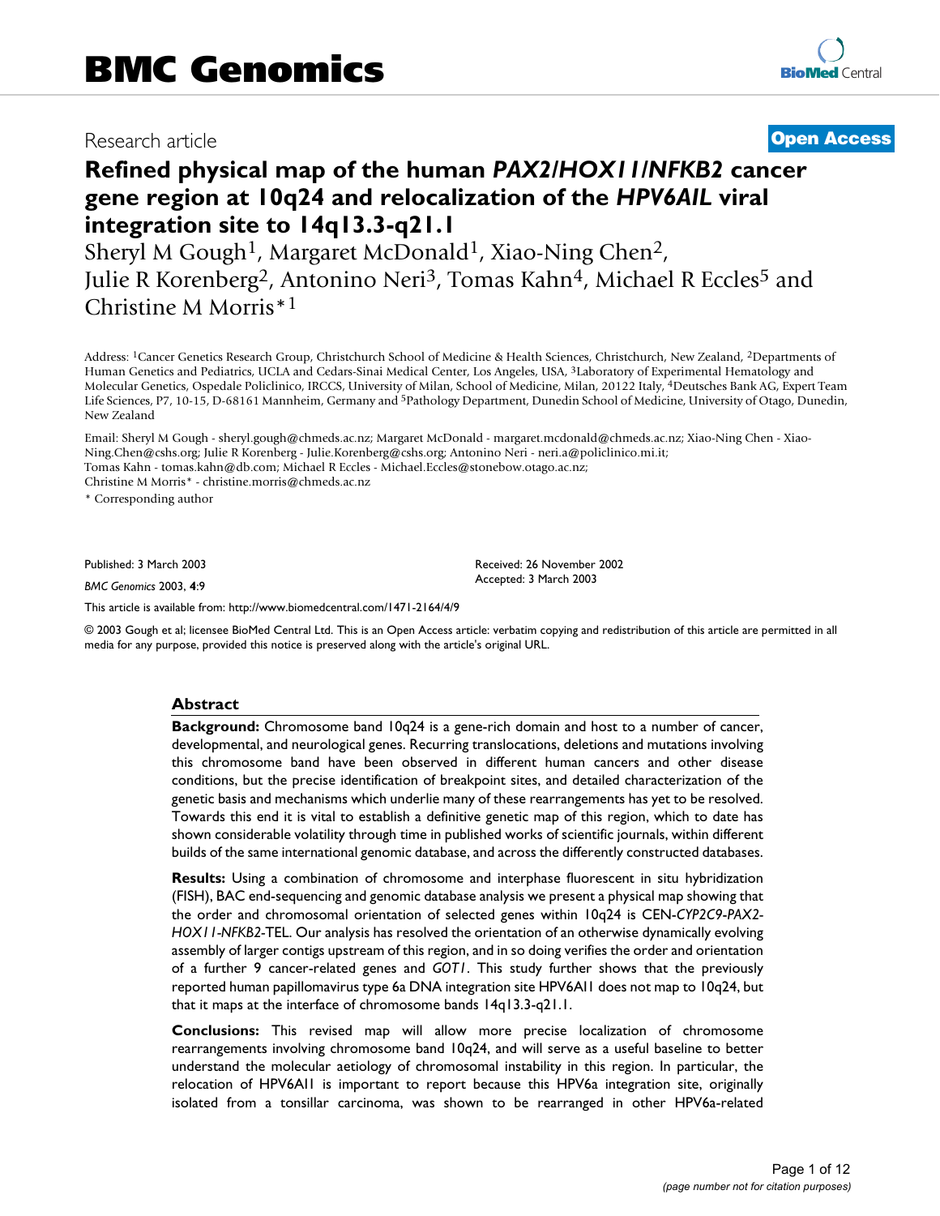BMC Genomics

Research article

**Open Access**

# Refined physical map of the human *PAX2/HOX11/NFKB2* cancer gene region at 10q24 and relocalization of the *HPV6AIL* viral integration site to 14q13.3-q21.1

Sheryl M Gough[1], Margaret McDonald[1], Xiao-Ning Chen[2], Julie R Korenberg[2], Antonino Neri[3], Tomas Kahn[4], Michael R Eccles[5] and Christine M Morris*[1]

Address: [1]Cancer Genetics Research Group, Christchurch School of Medicine & Health Sciences, Christchurch, New Zealand, [2]Departments of Human Genetics and Pediatrics, UCLA and Cedars-Sinai Medical Center, Los Angeles, USA, [3]Laboratory of Experimental Hematology and Molecular Genetics, Ospedale Policlinico, IRCCS, University of Milan, School of Medicine, Milan, 20122 Italy, [4]Deutsches Bank AG, Expert Team Life Sciences, P7, 10-15, D-68161 Mannheim, Germany and [5]Pathology Department, Dunedin School of Medicine, University of Otago, Dunedin, New Zealand

Email: Sheryl M Gough - sheryl.gough@chmeds.ac.nz; Margaret McDonald - margaret.mcdonald@chmeds.ac.nz; Xiao-Ning Chen - Xiao-Ning.Chen@cshs.org; Julie R Korenberg - Julie.Korenberg@cshs.org; Antonino Neri - neri.a@policlinico.mi.it; Tomas Kahn - tomas.kahn@db.com; Michael R Eccles - Michael.Eccles@stonebow.otago.ac.nz; Christine M Morris* - christine.morris@chmeds.ac.nz

\* Corresponding author

Published: 3 March 2003

*BMC Genomics* 2003, **4**:9

Received: 26 November 2002
Accepted: 3 March 2003

This article is available from: http://www.biomedcentral.com/1471-2164/4/9

© 2003 Gough et al; licensee BioMed Central Ltd. This is an Open Access article: verbatim copying and redistribution of this article are permitted in all media for any purpose, provided this notice is preserved along with the article's original URL.

## Abstract

**Background:** Chromosome band 10q24 is a gene-rich domain and host to a number of cancer, developmental, and neurological genes. Recurring translocations, deletions and mutations involving this chromosome band have been observed in different human cancers and other disease conditions, but the precise identification of breakpoint sites, and detailed characterization of the genetic basis and mechanisms which underlie many of these rearrangements has yet to be resolved. Towards this end it is vital to establish a definitive genetic map of this region, which to date has shown considerable volatility through time in published works of scientific journals, within different builds of the same international genomic database, and across the differently constructed databases.

**Results:** Using a combination of chromosome and interphase fluorescent in situ hybridization (FISH), BAC end-sequencing and genomic database analysis we present a physical map showing that the order and chromosomal orientation of selected genes within 10q24 is CEN-*CYP2C9-PAX2-HOX11-NFKB2*-TEL. Our analysis has resolved the orientation of an otherwise dynamically evolving assembly of larger contigs upstream of this region, and in so doing verifies the order and orientation of a further 9 cancer-related genes and *GOT1*. This study further shows that the previously reported human papillomavirus type 6a DNA integration site HPV6AI1 does not map to 10q24, but that it maps at the interface of chromosome bands 14q13.3-q21.1.

**Conclusions:** This revised map will allow more precise localization of chromosome rearrangements involving chromosome band 10q24, and will serve as a useful baseline to better understand the molecular aetiology of chromosomal instability in this region. In particular, the relocation of HPV6AI1 is important to report because this HPV6a integration site, originally isolated from a tonsillar carcinoma, was shown to be rearranged in other HPV6a-related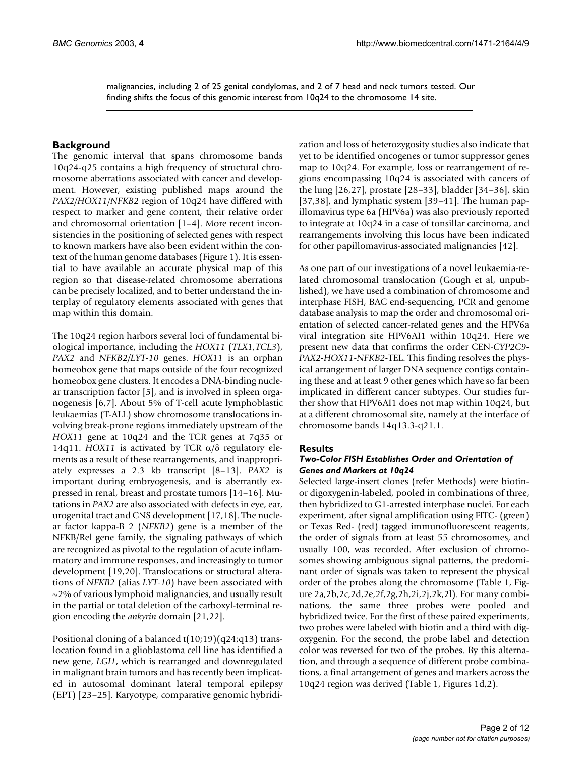malignancies, including 2 of 25 genital condylomas, and 2 of 7 head and neck tumors tested. Our finding shifts the focus of this genomic interest from 10q24 to the chromosome 14 site.

## Background

The genomic interval that spans chromosome bands 10q24-q25 contains a high frequency of structural chromosome aberrations associated with cancer and development. However, existing published maps around the *PAX2*/*HOX11*/*NFKB2* region of 10q24 have differed with respect to marker and gene content, their relative order and chromosomal orientation [1–4]. More recent inconsistencies in the positioning of selected genes with respect to known markers have also been evident within the context of the human genome databases (Figure 1). It is essential to have available an accurate physical map of this region so that disease-related chromosome aberrations can be precisely localized, and to better understand the interplay of regulatory elements associated with genes that map within this domain.

The 10q24 region harbors several loci of fundamental biological importance, including the *HOX11* (*TLX1*,*TCL3*), *PAX2* and *NFKB2*/*LYT-10* genes. *HOX11* is an orphan homeobox gene that maps outside of the four recognized homeobox gene clusters. It encodes a DNA-binding nuclear transcription factor [5], and is involved in spleen organogenesis [6,7]. About 5% of T-cell acute lymphoblastic leukaemias (T-ALL) show chromosome translocations involving break-prone regions immediately upstream of the *HOX11* gene at 10q24 and the TCR genes at 7q35 or 14q11. *HOX11* is activated by TCR $\alpha/\delta$ regulatory elements as a result of these rearrangements, and inappropriately expresses a 2.3 kb transcript [8–13]. *PAX2* is important during embryogenesis, and is aberrantly expressed in renal, breast and prostate tumors [14–16]. Mutations in *PAX2* are also associated with defects in eye, ear, urogenital tract and CNS development [17,18]. The nuclear factor kappa-B 2 (*NFKB2*) gene is a member of the NFKB/Rel gene family, the signaling pathways of which are recognized as pivotal to the regulation of acute inflammatory and immune responses, and increasingly to tumor development [19,20]. Translocations or structural alterations of *NFKB2* (alias *LYT-10*) have been associated with ~2% of various lymphoid malignancies, and usually result in the partial or total deletion of the carboxyl-terminal region encoding the *ankyrin* domain [21,22].

Positional cloning of a balanced t(10;19)(q24;q13) translocation found in a glioblastoma cell line has identified a new gene, *LGI1*, which is rearranged and downregulated in malignant brain tumors and has recently been implicated in autosomal dominant lateral temporal epilepsy (EPT) [23–25]. Karyotype, comparative genomic hybridization and loss of heterozygosity studies also indicate that yet to be identified oncogenes or tumor suppressor genes map to 10q24. For example, loss or rearrangement of regions encompassing 10q24 is associated with cancers of the lung [26,27], prostate [28–33], bladder [34–36], skin [37,38], and lymphatic system [39–41]. The human papillomavirus type 6a (HPV6a) was also previously reported to integrate at 10q24 in a case of tonsillar carcinoma, and rearrangements involving this locus have been indicated for other papillomavirus-associated malignancies [42].

As one part of our investigations of a novel leukaemia-related chromosomal translocation (Gough et al, unpublished), we have used a combination of chromosome and interphase FISH, BAC end-sequencing, PCR and genome database analysis to map the order and chromosomal orientation of selected cancer-related genes and the HPV6a viral integration site HPV6AI1 within 10q24. Here we present new data that confirms the order CEN-*CYP2C9*-*PAX2*-*HOX11*-*NFKB2*-TEL. This finding resolves the physical arrangement of larger DNA sequence contigs containing these and at least 9 other genes which have so far been implicated in different cancer subtypes. Our studies further show that HPV6AI1 does not map within 10q24, but at a different chromosomal site, namely at the interface of chromosome bands 14q13.3-q21.1.

## Results

### *Two-Color FISH Establishes Order and Orientation of Genes and Markers at 10q24*

Selected large-insert clones (refer Methods) were biotin- or digoxygenin-labeled, pooled in combinations of three, then hybridized to G1-arrested interphase nuclei. For each experiment, after signal amplification using FITC- (green) or Texas Red- (red) tagged immunofluorescent reagents, the order of signals from at least 55 chromosomes, and usually 100, was recorded. After exclusion of chromosomes showing ambiguous signal patterns, the predominant order of signals was taken to represent the physical order of the probes along the chromosome (Table 1, Figure 2a,2b,2c,2d,2e,2f,2g,2h,2i,2j,2k,2l). For many combinations, the same three probes were pooled and hybridized twice. For the first of these paired experiments, two probes were labeled with biotin and a third with digoxygenin. For the second, the probe label and detection color was reversed for two of the probes. By this alternation, and through a sequence of different probe combinations, a final arrangement of genes and markers across the 10q24 region was derived (Table 1, Figures 1d,2).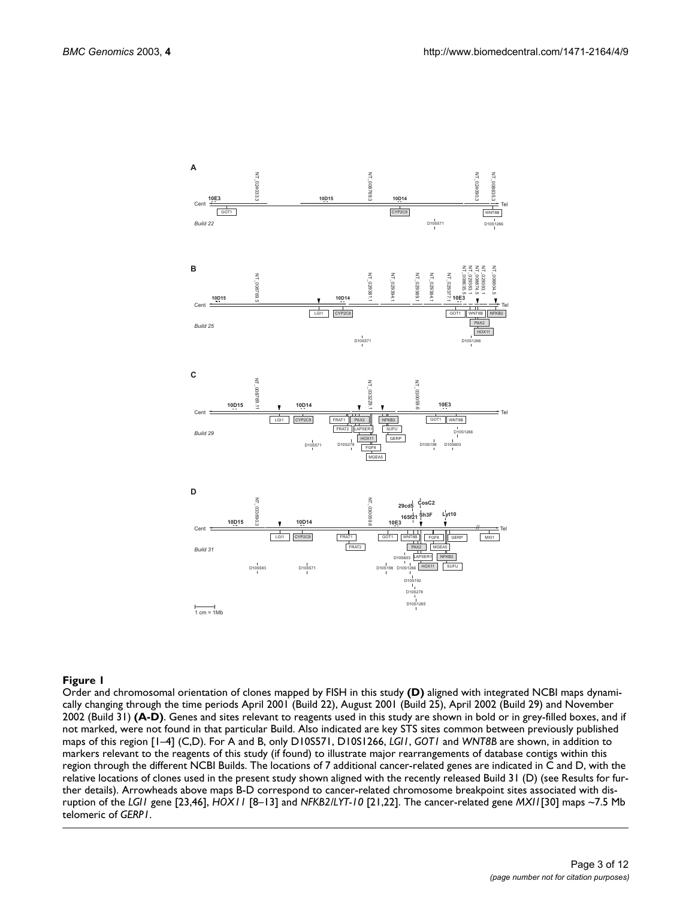**Figure 1**

Order and chromosomal orientation of clones mapped by FISH in this study **(D)** aligned with integrated NCBI maps dynamically changing through the time periods April 2001 (Build 22), August 2001 (Build 25), April 2002 (Build 29) and November 2002 (Build 31) **(A-D)**. Genes and sites relevant to reagents used in this study are shown in bold or in grey-filled boxes, and if not marked, were not found in that particular Build. Also indicated are key STS sites common between previously published maps of this region [1–4] (C,D). For A and B, only D10S571, D10S1266, *LGI1*, *GOT1* and *WNT8B* are shown, in addition to markers relevant to the reagents of this study (if found) to illustrate major rearrangements of database contigs within this region through the different NCBI Builds. The locations of 7 additional cancer-related genes are indicated in C and D, with the relative locations of clones used in the present study shown aligned with the recently released Build 31 (D) (see Results for further details). Arrowheads above maps B-D correspond to cancer-related chromosome breakpoint sites associated with disruption of the *LGI1* gene [23,46], *HOX11* [8–13] and *NFKB2/LYT-10* [21,22]. The cancer-related gene *MXI1*[30] maps ~7.5 Mb telomeric of *GERP1*.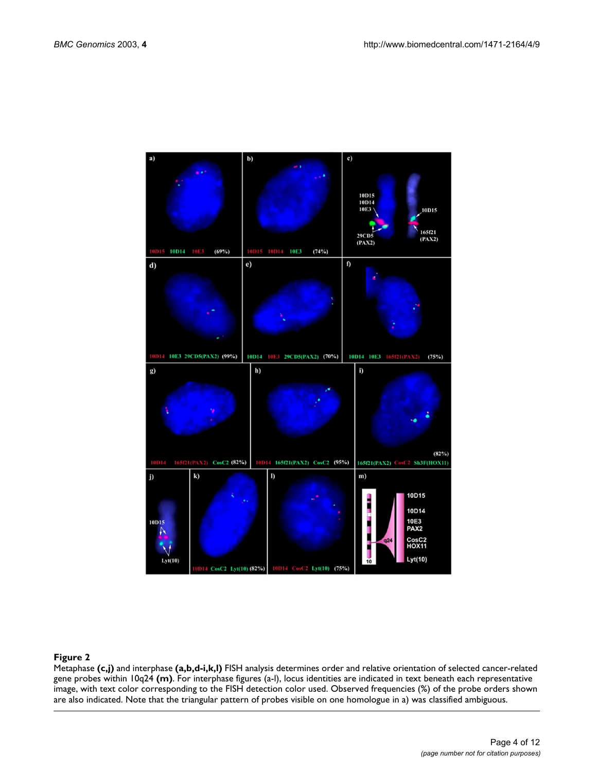**Figure 2**

Metaphase **(c,j)** and interphase **(a,b,d-i,k,l)** FISH analysis determines order and relative orientation of selected cancer-related gene probes within 10q24 **(m)**. For interphase figures (a-l), locus identities are indicated in text beneath each representative image, with text color corresponding to the FISH detection color used. Observed frequencies (%) of the probe orders shown are also indicated. Note that the triangular pattern of probes visible on one homologue in a) was classified ambiguous.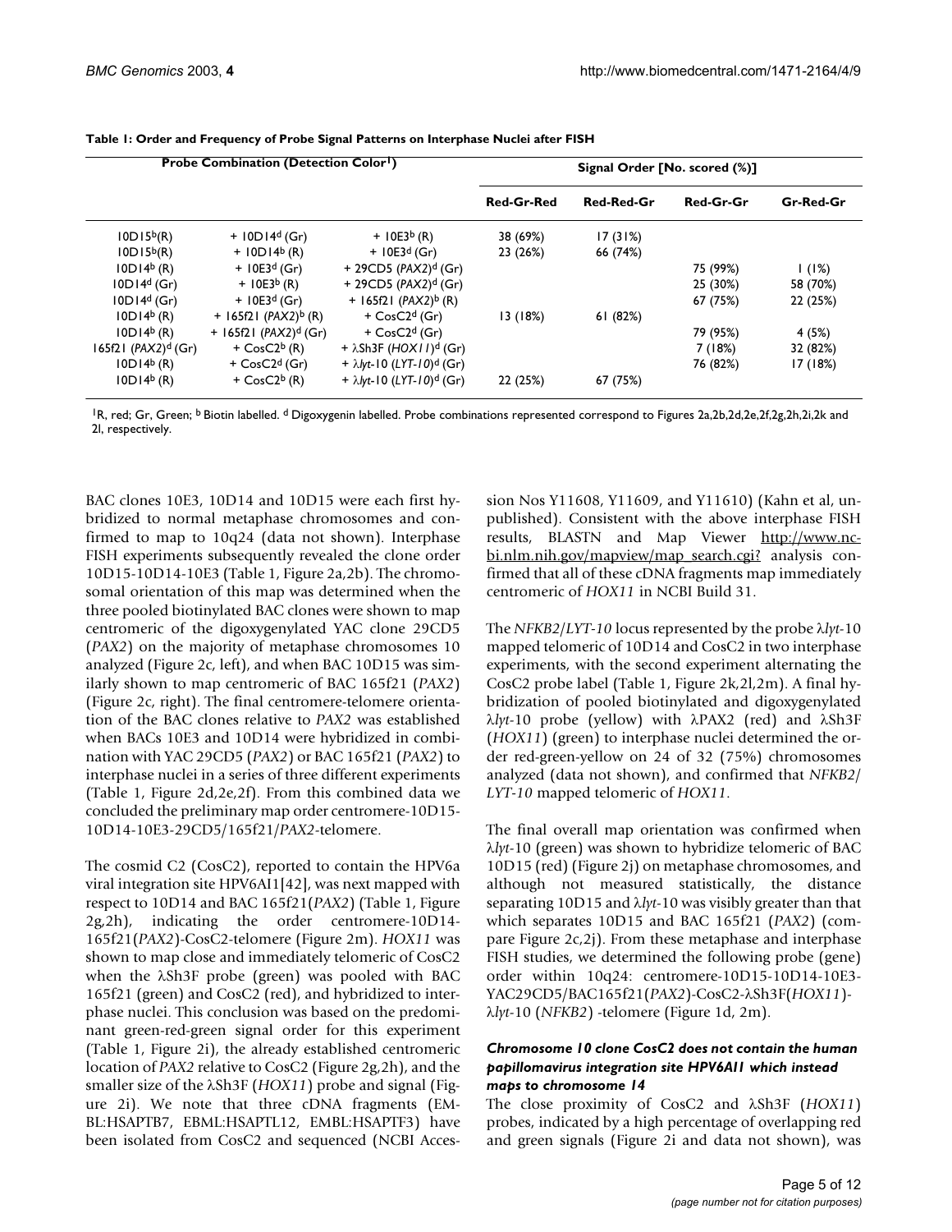**Table 1: Order and Frequency of Probe Signal Patterns on Interphase Nuclei after FISH**

| Probe Combination (Detection Color[1]) | | | Signal Order [No. scored (%)] | | | |
|---|---|---|---|---|---|---|
| | | | Red-Gr-Red | Red-Red-Gr | Red-Gr-Gr | Gr-Red-Gr |
| 10D15[b](R) | + 10D14[d] (Gr) | + 10E3[b] (R) | 38 (69%) | 17 (31%) | | |
| 10D15[b](R) | + 10D14[b] (R) | + 10E3[d] (Gr) | 23 (26%) | 66 (74%) | | |
| 10D14[b] (R) | + 10E3[d] (Gr) | + 29CD5 (*PAX2*)[d] (Gr) | | | 75 (99%) | 1 (1%) |
| 10D14[d] (Gr) | + 10E3[b] (R) | + 29CD5 (*PAX2*)[d] (Gr) | | | 25 (30%) | 58 (70%) |
| 10D14[d] (Gr) | + 10E3[d] (Gr) | + 165f21 (*PAX2*)[b] (R) | | | 67 (75%) | 22 (25%) |
| 10D14[b] (R) | + 165f21 (*PAX2*)[b] (R) | + CosC2[d] (Gr) | 13 (18%) | 61 (82%) | | |
| 10D14[b] (R) | + 165f21 (*PAX2*)[d] (Gr) | + CosC2[d] (Gr) | | | 79 (95%) | 4 (5%) |
| 165f21 (*PAX2*)[d] (Gr) | + CosC2[b] (R) | + λSh3F (*HOX11*)[d] (Gr) | | | 7 (18%) | 32 (82%) |
| 10D14[b] (R) | + CosC2[d] (Gr) | + λ*lyt*-10 (*LYT-10*)[d] (Gr) | | | 76 (82%) | 17 (18%) |
| 10D14[b] (R) | + CosC2[b] (R) | + λ*lyt*-10 (*LYT-10*)[d] (Gr) | 22 (25%) | 67 (75%) | | |

[1]R, red; Gr, Green; [b] Biotin labelled. [d] Digoxygenin labelled. Probe combinations represented correspond to Figures 2a,2b,2d,2e,2f,2g,2h,2i,2k and 2l, respectively.

BAC clones 10E3, 10D14 and 10D15 were each first hybridized to normal metaphase chromosomes and confirmed to map to 10q24 (data not shown). Interphase FISH experiments subsequently revealed the clone order 10D15-10D14-10E3 (Table 1, Figure 2a,2b). The chromosomal orientation of this map was determined when the three pooled biotinylated BAC clones were shown to map centromeric of the digoxygenylated YAC clone 29CD5 (*PAX2*) on the majority of metaphase chromosomes 10 analyzed (Figure 2c, left), and when BAC 10D15 was similarly shown to map centromeric of BAC 165f21 (*PAX2*) (Figure 2c, right). The final centromere-telomere orientation of the BAC clones relative to *PAX2* was established when BACs 10E3 and 10D14 were hybridized in combination with YAC 29CD5 (*PAX2*) or BAC 165f21 (*PAX2*) to interphase nuclei in a series of three different experiments (Table 1, Figure 2d,2e,2f). From this combined data we concluded the preliminary map order centromere-10D15-10D14-10E3-29CD5/165f21/*PAX2*-telomere.

The cosmid C2 (CosC2), reported to contain the HPV6a viral integration site HPV6AI1[42], was next mapped with respect to 10D14 and BAC 165f21(*PAX2*) (Table 1, Figure 2g,2h), indicating the order centromere-10D14-165f21(*PAX2*)-CosC2-telomere (Figure 2m). *HOX11* was shown to map close and immediately telomeric of CosC2 when the λSh3F probe (green) was pooled with BAC 165f21 (green) and CosC2 (red), and hybridized to interphase nuclei. This conclusion was based on the predominant green-red-green signal order for this experiment (Table 1, Figure 2i), the already established centromeric location of *PAX2* relative to CosC2 (Figure 2g,2h), and the smaller size of the λSh3F (*HOX11*) probe and signal (Figure 2i). We note that three cDNA fragments (EMBL:HSAPTB7, EBML:HSAPTL12, EMBL:HSAPTF3) have been isolated from CosC2 and sequenced (NCBI Accession Nos Y11608, Y11609, and Y11610) (Kahn et al, unpublished). Consistent with the above interphase FISH results, BLASTN and Map Viewer http://www.ncbi.nlm.nih.gov/mapview/map_search.cgi? analysis confirmed that all of these cDNA fragments map immediately centromeric of *HOX11* in NCBI Build 31.

The *NFKB2/LYT-10* locus represented by the probe λ*lyt*-10 mapped telomeric of 10D14 and CosC2 in two interphase experiments, with the second experiment alternating the CosC2 probe label (Table 1, Figure 2k,2l,2m). A final hybridization of pooled biotinylated and digoxygenylated λ*lyt*-10 probe (yellow) with λPAX2 (red) and λSh3F (*HOX11*) (green) to interphase nuclei determined the order red-green-yellow on 24 of 32 (75%) chromosomes analyzed (data not shown), and confirmed that *NFKB2/LYT-10* mapped telomeric of *HOX11*.

The final overall map orientation was confirmed when λ*lyt*-10 (green) was shown to hybridize telomeric of BAC 10D15 (red) (Figure 2j) on metaphase chromosomes, and although not measured statistically, the distance separating 10D15 and λ*lyt*-10 was visibly greater than that which separates 10D15 and BAC 165f21 (*PAX2*) (compare Figure 2c,2j). From these metaphase and interphase FISH studies, we determined the following probe (gene) order within 10q24: centromere-10D15-10D14-10E3-YAC29CD5/BAC165f21(*PAX2*)-CosC2-λSh3F(*HOX11*)-λ*lyt*-10 (*NFKB2*) -telomere (Figure 1d, 2m).

### *Chromosome 10 clone CosC2 does not contain the human papillomavirus integration site HPV6AI1 which instead maps to chromosome 14*

The close proximity of CosC2 and λSh3F (*HOX11*) probes, indicated by a high percentage of overlapping red and green signals (Figure 2i and data not shown), was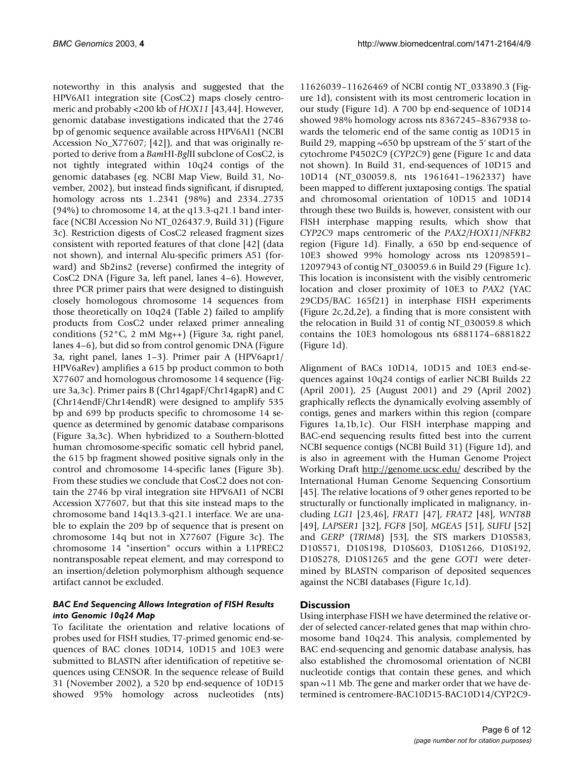noteworthy in this analysis and suggested that the HPV6AI1 integration site (CosC2) maps closely centromeric and probably <200 kb of *HOX11* [43,44]. However, genomic database investigations indicated that the 2746 bp of genomic sequence available across HPV6AI1 (NCBI Accession No_X77607; [42]), and that was originally reported to derive from a *Bam*HI-*Bgl*II subclone of CosC2, is not tightly integrated within 10q24 contigs of the genomic databases (eg. NCBI Map View, Build 31, November, 2002), but instead finds significant, if disrupted, homology across nts 1..2341 (98%) and 2334..2735 (94%) to chromosome 14, at the q13.3-q21.1 band interface (NCBI Accession No NT_026437.9, Build 31) (Figure 3c). Restriction digests of CosC2 released fragment sizes consistent with reported features of that clone [42] (data not shown), and internal Alu-specific primers A51 (forward) and Sb2ins2 (reverse) confirmed the integrity of CosC2 DNA (Figure 3a, left panel, lanes 4–6). However, three PCR primer pairs that were designed to distinguish closely homologous chromosome 14 sequences from those theoretically on 10q24 (Table 2) failed to amplify products from CosC2 under relaxed primer annealing conditions (52°C, 2 mM Mg++) (Figure 3a, right panel, lanes 4–6), but did so from control genomic DNA (Figure 3a, right panel, lanes 1–3). Primer pair A (HPV6apr1/HPV6aRev) amplifies a 615 bp product common to both X77607 and homologous chromosome 14 sequence (Figure 3a,3c). Primer pairs B (Chr14gapF/Chr14gapR) and C (Chr14endF/Chr14endR) were designed to amplify 535 bp and 699 bp products specific to chromosome 14 sequence as determined by genomic database comparisons (Figure 3a,3c). When hybridized to a Southern-blotted human chromosome-specific somatic cell hybrid panel, the 615 bp fragment showed positive signals only in the control and chromosome 14-specific lanes (Figure 3b). From these studies we conclude that CosC2 does not contain the 2746 bp viral integration site HPV6AI1 of NCBI Accession X77607, but that this site instead maps to the chromosome band 14q13.3-q21.1 interface. We are unable to explain the 209 bp of sequence that is present on chromosome 14q but not in X77607 (Figure 3c). The chromosome 14 "insertion" occurs within a L1PREC2 nontransposable repeat element, and may correspond to an insertion/deletion polymorphism although sequence artifact cannot be excluded.

### *BAC End Sequencing Allows Integration of FISH Results into Genomic 10q24 Map*

To facilitate the orientation and relative locations of probes used for FISH studies, T7-primed genomic end-sequences of BAC clones 10D14, 10D15 and 10E3 were submitted to BLASTN after identification of repetitive sequences using CENSOR. In the sequence release of Build 31 (November 2002), a 520 bp end-sequence of 10D15 showed 95% homology across nucleotides (nts) 11626039–11626469 of NCBI contig NT_033890.3 (Figure 1d), consistent with its most centromeric location in our study (Figure 1d). A 700 bp end-sequence of 10D14 showed 98% homology across nts 8367245–8367938 towards the telomeric end of the same contig as 10D15 in Build 29, mapping ~650 bp upstream of the 5' start of the cytochrome P4502C9 (*CYP2C9*) gene (Figure 1c and data not shown). In Build 31, end-sequences of 10D15 and 10D14 (NT_030059.8, nts 1961641–1962337) have been mapped to different juxtaposing contigs. The spatial and chromosomal orientation of 10D15 and 10D14 through these two Builds is, however, consistent with our FISH interphase mapping results, which show that *CYP2C9* maps centromeric of the *PAX2*/*HOX11*/*NFKB2* region (Figure 1d). Finally, a 650 bp end-sequence of 10E3 showed 99% homology across nts 12098591–12097943 of contig NT_030059.6 in Build 29 (Figure 1c). This location is inconsistent with the visibly centromeric location and closer proximity of 10E3 to *PAX2* (YAC 29CD5/BAC 165f21) in interphase FISH experiments (Figure 2c,2d,2e), a finding that is more consistent with the relocation in Build 31 of contig NT_030059.8 which contains the 10E3 homologous nts 6881174–6881822 (Figure 1d).

Alignment of BACs 10D14, 10D15 and 10E3 end-sequences against 10q24 contigs of earlier NCBI Builds 22 (April 2001), 25 (August 2001) and 29 (April 2002) graphically reflects the dynamically evolving assembly of contigs, genes and markers within this region (compare Figures 1a,1b,1c). Our FISH interphase mapping and BAC-end sequencing results fitted best into the current NCBI sequence contigs (NCBI Build 31) (Figure 1d), and is also in agreement with the Human Genome Project Working Draft http://genome.ucsc.edu/ described by the International Human Genome Sequencing Consortium [45]. The relative locations of 9 other genes reported to be structurally or functionally implicated in malignancy, including *LGI1* [23,46], *FRAT1* [47], *FRAT2* [48], *WNT8B* [49], *LAPSER1* [32], *FGF8* [50], *MGEA5* [51], *SUFU* [52] and *GERP* (*TRIM8*) [53], the STS markers D10S583, D10S571, D10S198, D10S603, D10S1266, D10S192, D10S278, D10S1265 and the gene *GOT1* were determined by BLASTN comparison of deposited sequences against the NCBI databases (Figure 1c,1d).

## Discussion

Using interphase FISH we have determined the relative order of selected cancer-related genes that map within chromosome band 10q24. This analysis, complemented by BAC end-sequencing and genomic database analysis, has also established the chromosomal orientation of NCBI nucleotide contigs that contain these genes, and which span ~11 Mb. The gene and marker order that we have determined is centromere-BAC10D15-BAC10D14/CYP2C9-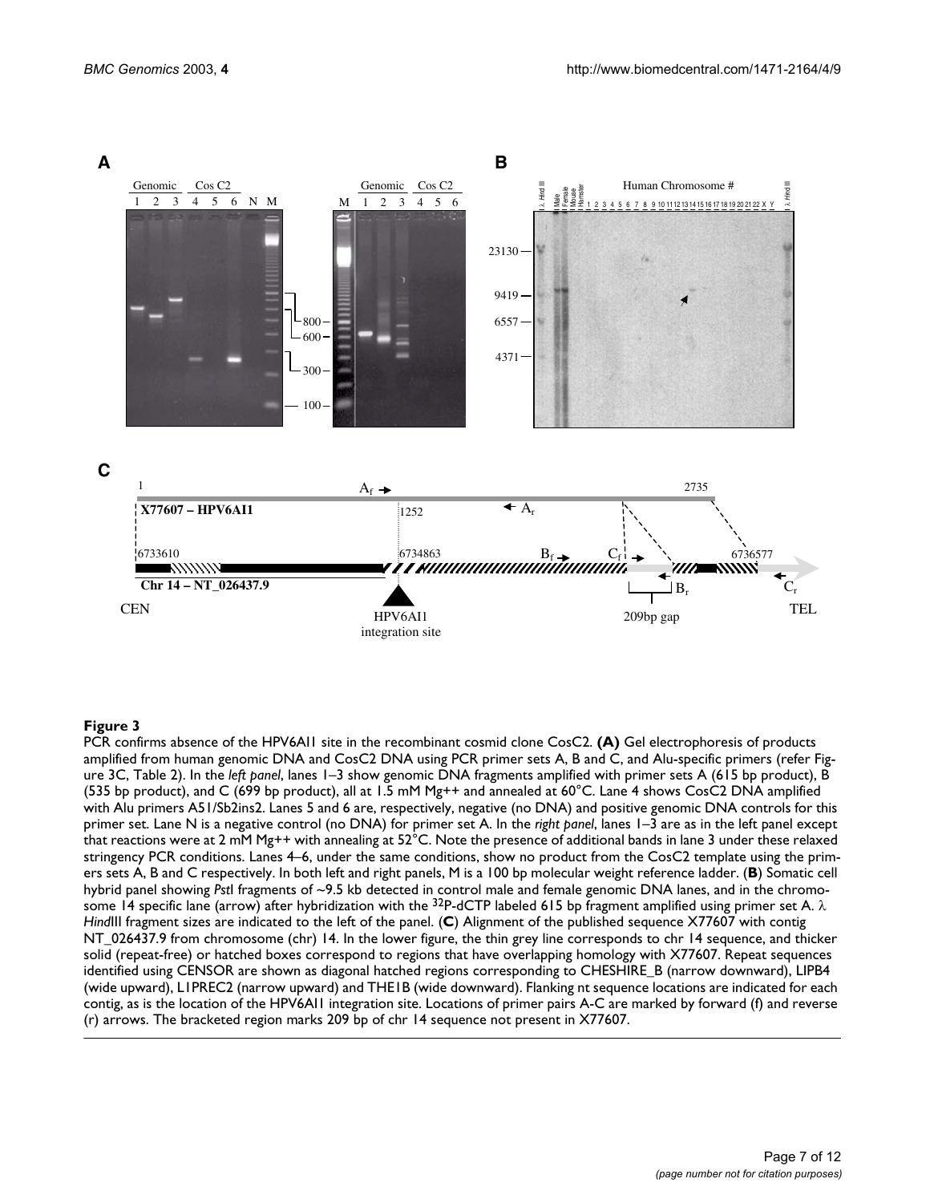**Figure 3**

PCR confirms absence of the HPV6AI1 site in the recombinant cosmid clone CosC2. **(A)** Gel electrophoresis of products amplified from human genomic DNA and CosC2 DNA using PCR primer sets A, B and C, and Alu-specific primers (refer Figure 3C, Table 2). In the *left panel*, lanes 1–3 show genomic DNA fragments amplified with primer sets A (615 bp product), B (535 bp product), and C (699 bp product), all at 1.5 mM Mg++ and annealed at 60°C. Lane 4 shows CosC2 DNA amplified with Alu primers A51/Sb2ins2. Lanes 5 and 6 are, respectively, negative (no DNA) and positive genomic DNA controls for this primer set. Lane N is a negative control (no DNA) for primer set A. In the *right panel*, lanes 1–3 are as in the left panel except that reactions were at 2 mM Mg++ with annealing at 52°C. Note the presence of additional bands in lane 3 under these relaxed stringency PCR conditions. Lanes 4–6, under the same conditions, show no product from the CosC2 template using the primers sets A, B and C respectively. In both left and right panels, M is a 100 bp molecular weight reference ladder. (**B**) Somatic cell hybrid panel showing *Pst*I fragments of ~9.5 kb detected in control male and female genomic DNA lanes, and in the chromosome 14 specific lane (arrow) after hybridization with the $^{32}$P-dCTP labeled 615 bp fragment amplified using primer set A. $\lambda$ *Hind*III fragment sizes are indicated to the left of the panel. (**C**) Alignment of the published sequence X77607 with contig NT_026437.9 from chromosome (chr) 14. In the lower figure, the thin grey line corresponds to chr 14 sequence, and thicker solid (repeat-free) or hatched boxes correspond to regions that have overlapping homology with X77607. Repeat sequences identified using CENSOR are shown as diagonal hatched regions corresponding to CHESHIRE_B (narrow downward), LIPB4 (wide upward), L1PREC2 (narrow upward) and THE1B (wide downward). Flanking nt sequence locations are indicated for each contig, as is the location of the HPV6AI1 integration site. Locations of primer pairs A-C are marked by forward (f) and reverse (r) arrows. The bracketed region marks 209 bp of chr 14 sequence not present in X77607.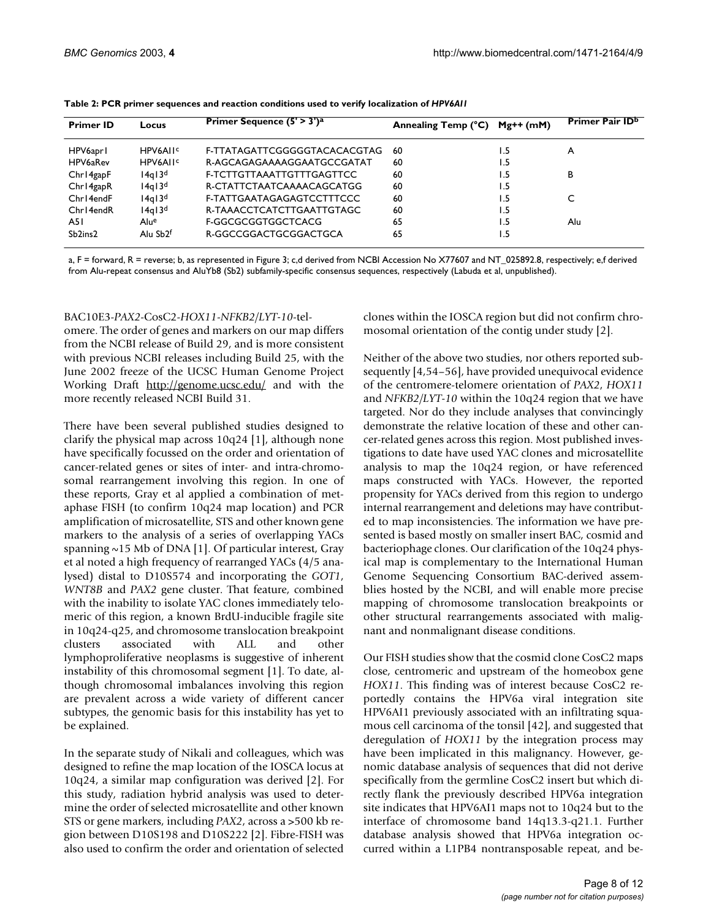**Table 2: PCR primer sequences and reaction conditions used to verify localization of *HPV6AI1***

| Primer ID | Locus | Primer Sequence (5' > 3')[a] | Annealing Temp (°C) | Mg++ (mM) | Primer Pair ID[b] |
|---|---|---|---|---|---|
| HPV6apr1 | HPV6AI1[c] | F-TTATAGATTCGGGGGTACACACGTAG | 60 | 1.5 | A |
| HPV6aRev | HPV6AI1[c] | R-AGCAGAGAAAAGGAATGCCGATAT | 60 | 1.5 | |
| Chr14gapF | 14q13[d] | F-TCTTGTTAAATTGTTTGAGTTCC | 60 | 1.5 | B |
| Chr14gapR | 14q13[d] | R-CTATTCTAATCAAAACAGCATGG | 60 | 1.5 | |
| Chr14endF | 14q13[d] | F-TATTGAATAGAGAGTCCTTTCCC | 60 | 1.5 | C |
| Chr14endR | 14q13[d] | R-TAAACCTCATCTTGAATTGTAGC | 60 | 1.5 | |
| A51 | Alu[e] | F-GGCGCGGTGGCTCACG | 65 | 1.5 | Alu |
| Sb2ins2 | Alu Sb2[f] | R-GGCCGGACTGCGGACTGCA | 65 | 1.5 | |

a, F = forward, R = reverse; b, as represented in Figure 3; c,d derived from NCBI Accession No X77607 and NT_025892.8, respectively; e,f derived from Alu-repeat consensus and AluYb8 (Sb2) subfamily-specific consensus sequences, respectively (Labuda et al, unpublished).

BAC10E3-*PAX2*-CosC2-*HOX11-NFKB2/LYT-10*-telomere. The order of genes and markers on our map differs from the NCBI release of Build 29, and is more consistent with previous NCBI releases including Build 25, with the June 2002 freeze of the UCSC Human Genome Project Working Draft http://genome.ucsc.edu/ and with the more recently released NCBI Build 31.

There have been several published studies designed to clarify the physical map across 10q24 [1], although none have specifically focussed on the order and orientation of cancer-related genes or sites of inter- and intra-chromosomal rearrangement involving this region. In one of these reports, Gray et al applied a combination of metaphase FISH (to confirm 10q24 map location) and PCR amplification of microsatellite, STS and other known gene markers to the analysis of a series of overlapping YACs spanning ~15 Mb of DNA [1]. Of particular interest, Gray et al noted a high frequency of rearranged YACs (4/5 analysed) distal to D10S574 and incorporating the *GOT1*, *WNT8B* and *PAX2* gene cluster. That feature, combined with the inability to isolate YAC clones immediately telomeric of this region, a known BrdU-inducible fragile site in 10q24-q25, and chromosome translocation breakpoint clusters associated with ALL and other lymphoproliferative neoplasms is suggestive of inherent instability of this chromosomal segment [1]. To date, although chromosomal imbalances involving this region are prevalent across a wide variety of different cancer subtypes, the genomic basis for this instability has yet to be explained.

In the separate study of Nikali and colleagues, which was designed to refine the map location of the IOSCA locus at 10q24, a similar map configuration was derived [2]. For this study, radiation hybrid analysis was used to determine the order of selected microsatellite and other known STS or gene markers, including *PAX2*, across a >500 kb region between D10S198 and D10S222 [2]. Fibre-FISH was also used to confirm the order and orientation of selected clones within the IOSCA region but did not confirm chromosomal orientation of the contig under study [2].

Neither of the above two studies, nor others reported subsequently [4,54–56], have provided unequivocal evidence of the centromere-telomere orientation of *PAX2*, *HOX11* and *NFKB2/LYT-10* within the 10q24 region that we have targeted. Nor do they include analyses that convincingly demonstrate the relative location of these and other cancer-related genes across this region. Most published investigations to date have used YAC clones and microsatellite analysis to map the 10q24 region, or have referenced maps constructed with YACs. However, the reported propensity for YACs derived from this region to undergo internal rearrangement and deletions may have contributed to map inconsistencies. The information we have presented is based mostly on smaller insert BAC, cosmid and bacteriophage clones. Our clarification of the 10q24 physical map is complementary to the International Human Genome Sequencing Consortium BAC-derived assemblies hosted by the NCBI, and will enable more precise mapping of chromosome translocation breakpoints or other structural rearrangements associated with malignant and nonmalignant disease conditions.

Our FISH studies show that the cosmid clone CosC2 maps close, centromeric and upstream of the homeobox gene *HOX11*. This finding was of interest because CosC2 reportedly contains the HPV6a viral integration site HPV6AI1 previously associated with an infiltrating squamous cell carcinoma of the tonsil [42], and suggested that deregulation of *HOX11* by the integration process may have been implicated in this malignancy. However, genomic database analysis of sequences that did not derive specifically from the germline CosC2 insert but which directly flank the previously described HPV6a integration site indicates that HPV6AI1 maps not to 10q24 but to the interface of chromosome band 14q13.3-q21.1. Further database analysis showed that HPV6a integration occurred within a L1PB4 nontransposable repeat, and be-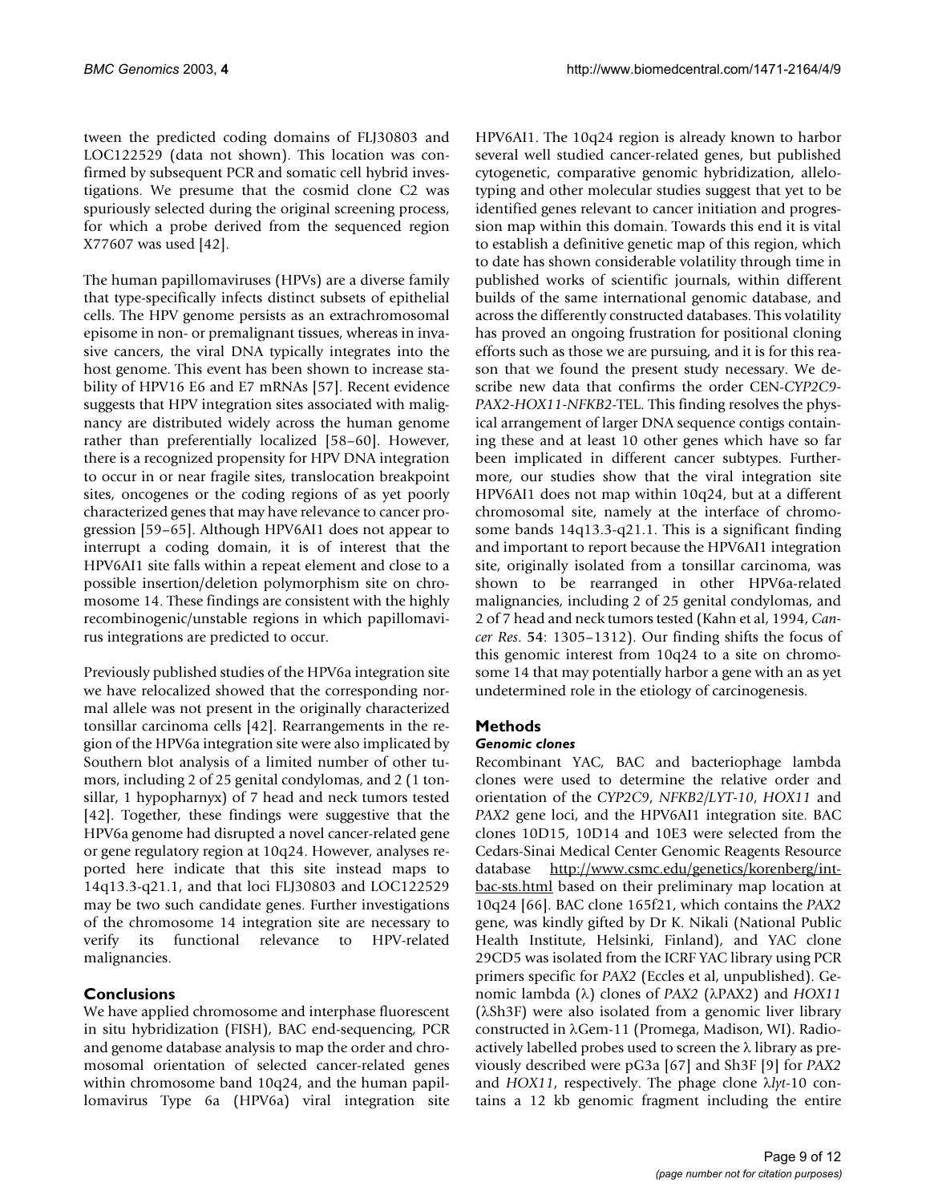tween the predicted coding domains of FLJ30803 and LOC122529 (data not shown). This location was confirmed by subsequent PCR and somatic cell hybrid investigations. We presume that the cosmid clone C2 was spuriously selected during the original screening process, for which a probe derived from the sequenced region X77607 was used [42].

The human papillomaviruses (HPVs) are a diverse family that type-specifically infects distinct subsets of epithelial cells. The HPV genome persists as an extrachromosomal episome in non- or premalignant tissues, whereas in invasive cancers, the viral DNA typically integrates into the host genome. This event has been shown to increase stability of HPV16 E6 and E7 mRNAs [57]. Recent evidence suggests that HPV integration sites associated with malignancy are distributed widely across the human genome rather than preferentially localized [58–60]. However, there is a recognized propensity for HPV DNA integration to occur in or near fragile sites, translocation breakpoint sites, oncogenes or the coding regions of as yet poorly characterized genes that may have relevance to cancer progression [59–65]. Although HPV6AI1 does not appear to interrupt a coding domain, it is of interest that the HPV6AI1 site falls within a repeat element and close to a possible insertion/deletion polymorphism site on chromosome 14. These findings are consistent with the highly recombinogenic/unstable regions in which papillomavirus integrations are predicted to occur.

Previously published studies of the HPV6a integration site we have relocalized showed that the corresponding normal allele was not present in the originally characterized tonsillar carcinoma cells [42]. Rearrangements in the region of the HPV6a integration site were also implicated by Southern blot analysis of a limited number of other tumors, including 2 of 25 genital condylomas, and 2 (1 tonsillar, 1 hypopharynx) of 7 head and neck tumors tested [42]. Together, these findings were suggestive that the HPV6a genome had disrupted a novel cancer-related gene or gene regulatory region at 10q24. However, analyses reported here indicate that this site instead maps to 14q13.3-q21.1, and that loci FLJ30803 and LOC122529 may be two such candidate genes. Further investigations of the chromosome 14 integration site are necessary to verify its functional relevance to HPV-related malignancies.

## Conclusions

We have applied chromosome and interphase fluorescent in situ hybridization (FISH), BAC end-sequencing, PCR and genome database analysis to map the order and chromosomal orientation of selected cancer-related genes within chromosome band 10q24, and the human papillomavirus Type 6a (HPV6a) viral integration site HPV6AI1. The 10q24 region is already known to harbor several well studied cancer-related genes, but published cytogenetic, comparative genomic hybridization, allelotyping and other molecular studies suggest that yet to be identified genes relevant to cancer initiation and progression map within this domain. Towards this end it is vital to establish a definitive genetic map of this region, which to date has shown considerable volatility through time in published works of scientific journals, within different builds of the same international genomic database, and across the differently constructed databases. This volatility has proved an ongoing frustration for positional cloning efforts such as those we are pursuing, and it is for this reason that we found the present study necessary. We describe new data that confirms the order CEN-*CYP2C9*-*PAX2*-*HOX11*-*NFKB2*-TEL. This finding resolves the physical arrangement of larger DNA sequence contigs containing these and at least 10 other genes which have so far been implicated in different cancer subtypes. Furthermore, our studies show that the viral integration site HPV6AI1 does not map within 10q24, but at a different chromosomal site, namely at the interface of chromosome bands 14q13.3-q21.1. This is a significant finding and important to report because the HPV6AI1 integration site, originally isolated from a tonsillar carcinoma, was shown to be rearranged in other HPV6a-related malignancies, including 2 of 25 genital condylomas, and 2 of 7 head and neck tumors tested (Kahn et al, 1994, *Cancer Res*. **54**: 1305–1312). Our finding shifts the focus of this genomic interest from 10q24 to a site on chromosome 14 that may potentially harbor a gene with an as yet undetermined role in the etiology of carcinogenesis.

## Methods

### *Genomic clones*

Recombinant YAC, BAC and bacteriophage lambda clones were used to determine the relative order and orientation of the *CYP2C9*, *NFKB2/LYT-10*, *HOX11* and *PAX2* gene loci, and the HPV6AI1 integration site. BAC clones 10D15, 10D14 and 10E3 were selected from the Cedars-Sinai Medical Center Genomic Reagents Resource database http://www.csmc.edu/genetics/korenberg/int-bac-sts.html based on their preliminary map location at 10q24 [66]. BAC clone 165f21, which contains the *PAX2* gene, was kindly gifted by Dr K. Nikali (National Public Health Institute, Helsinki, Finland), and YAC clone 29CD5 was isolated from the ICRF YAC library using PCR primers specific for *PAX2* (Eccles et al, unpublished). Genomic lambda (λ) clones of *PAX2* (λPAX2) and *HOX11* (λSh3F) were also isolated from a genomic liver library constructed in λGem-11 (Promega, Madison, WI). Radioactively labelled probes used to screen the λ library as previously described were pG3a [67] and Sh3F [9] for *PAX2* and *HOX11*, respectively. The phage clone λ*lyt*-10 contains a 12 kb genomic fragment including the entire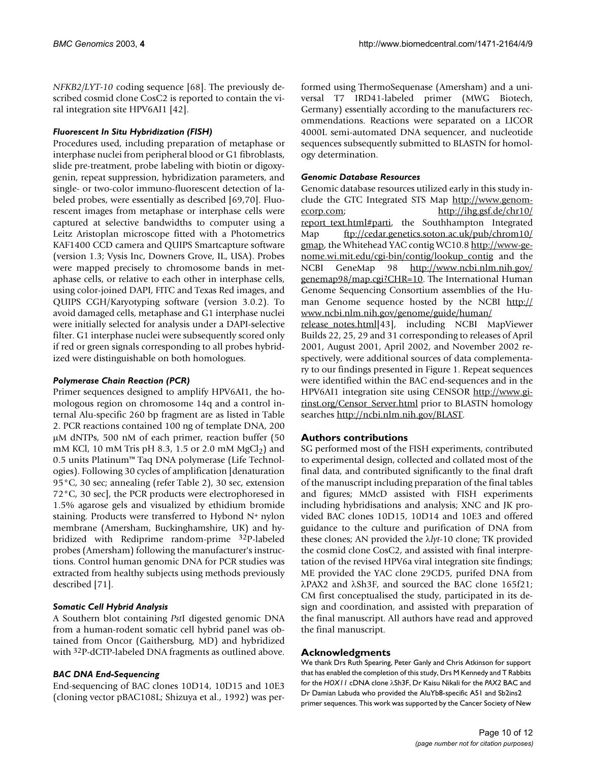*NFKB2/LYT-10* coding sequence [68]. The previously described cosmid clone CosC2 is reported to contain the viral integration site HPV6AI1 [42].

### *Fluorescent In Situ Hybridization (FISH)*

Procedures used, including preparation of metaphase or interphase nuclei from peripheral blood or G1 fibroblasts, slide pre-treatment, probe labeling with biotin or digoxygenin, repeat suppression, hybridization parameters, and single- or two-color immuno-fluorescent detection of labeled probes, were essentially as described [69,70]. Fluorescent images from metaphase or interphase cells were captured at selective bandwidths to computer using a Leitz Aristoplan microscope fitted with a Photometrics KAF1400 CCD camera and QUIPS Smartcapture software (version 1.3; Vysis Inc, Downers Grove, IL, USA). Probes were mapped precisely to chromosome bands in metaphase cells, or relative to each other in interphase cells, using color-joined DAPI, FITC and Texas Red images, and QUIPS CGH/Karyotyping software (version 3.0.2). To avoid damaged cells, metaphase and G1 interphase nuclei were initially selected for analysis under a DAPI-selective filter. G1 interphase nuclei were subsequently scored only if red or green signals corresponding to all probes hybridized were distinguishable on both homologues.

### *Polymerase Chain Reaction (PCR)*

Primer sequences designed to amplify HPV6AI1, the homologous region on chromosome 14q and a control internal Alu-specific 260 bp fragment are as listed in Table 2. PCR reactions contained 100 ng of template DNA, 200 μM dNTPs, 500 nM of each primer, reaction buffer (50 mM KCl, 10 mM Tris pH 8.3, 1.5 or 2.0 mM $MgCl_2$) and 0.5 units Platinum™ Taq DNA polymerase (Life Technologies). Following 30 cycles of amplification [denaturation 95°C, 30 sec; annealing (refer Table 2), 30 sec, extension 72°C, 30 sec], the PCR products were electrophoresed in 1.5% agarose gels and visualized by ethidium bromide staining. Products were transferred to Hybond N+ nylon membrane (Amersham, Buckinghamshire, UK) and hybridized with Rediprime random-prime $^{32}$P-labeled probes (Amersham) following the manufacturer's instructions. Control human genomic DNA for PCR studies was extracted from healthy subjects using methods previously described [71].

### *Somatic Cell Hybrid Analysis*

A Southern blot containing *Pst*I digested genomic DNA from a human-rodent somatic cell hybrid panel was obtained from Oncor (Gaithersburg, MD) and hybridized with $^{32}$P-dCTP-labeled DNA fragments as outlined above.

### *BAC DNA End-Sequencing*

End-sequencing of BAC clones 10D14, 10D15 and 10E3 (cloning vector pBAC108L; Shizuya et al., 1992) was performed using ThermoSequenase (Amersham) and a universal T7 IRD41-labeled primer (MWG Biotech, Germany) essentially according to the manufacturers recommendations. Reactions were separated on a LICOR 4000L semi-automated DNA sequencer, and nucleotide sequences subsequently submitted to BLASTN for homology determination.

### *Genomic Database Resources*

Genomic database resources utilized early in this study include the GTC Integrated STS Map http://www.genomecorp.com; http://ihg.gsf.de/chr10/report_text.html#parti, the Southhampton Integrated Map ftp://cedar.genetics.soton.ac.uk/pub/chrom10/gmap, the Whitehead YAC contig WC10.8 http://www-genome.wi.mit.edu/cgi-bin/contig/lookup_contig and the NCBI GeneMap 98 http://www.ncbi.nlm.nih.gov/genemap98/map.cgi?CHR=10. The International Human Genome Sequencing Consortium assemblies of the Human Genome sequence hosted by the NCBI http://www.ncbi.nlm.nih.gov/genome/guide/human/release_notes.html[43], including NCBI MapViewer Builds 22, 25, 29 and 31 corresponding to releases of April 2001, August 2001, April 2002, and November 2002 respectively, were additional sources of data complementary to our findings presented in Figure 1. Repeat sequences were identified within the BAC end-sequences and in the HPV6AI1 integration site using CENSOR http://www.girinst.org/Censor_Server.html prior to BLASTN homology searches http://ncbi.nlm.nih.gov/BLAST.

## Authors contributions

SG performed most of the FISH experiments, contributed to experimental design, collected and collated most of the final data, and contributed significantly to the final draft of the manuscript including preparation of the final tables and figures; MMcD assisted with FISH experiments including hybridisations and analysis; XNC and JK provided BAC clones 10D15, 10D14 and 10E3 and offered guidance to the culture and purification of DNA from these clones; AN provided the λ*lyt*-10 clone; TK provided the cosmid clone CosC2, and assisted with final interpretation of the revised HPV6a viral integration site findings; ME provided the YAC clone 29CD5, purifed DNA from λPAX2 and λSh3F, and sourced the BAC clone 165f21; CM first conceptualised the study, participated in its design and coordination, and assisted with preparation of the final manuscript. All authors have read and approved the final manuscript.

## Acknowledgments

We thank Drs Ruth Spearing, Peter Ganly and Chris Atkinson for support that has enabled the completion of this study, Drs M Kennedy and T Rabbits for the *HOX11* cDNA clone λSh3F, Dr Kaisu Nikali for the *PAX2* BAC and Dr Damian Labuda who provided the AluYb8-specific A51 and Sb2ins2 primer sequences. This work was supported by the Cancer Society of New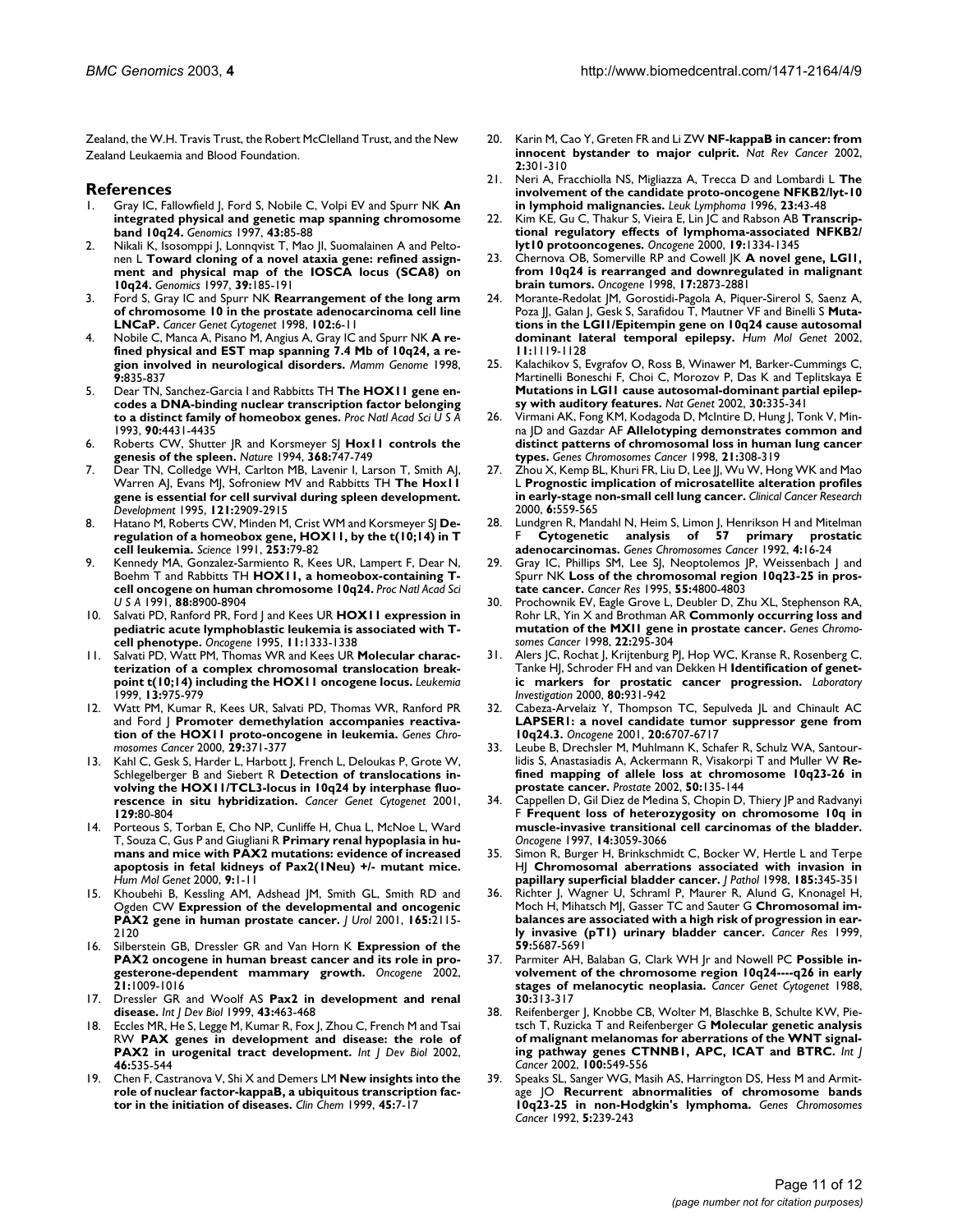Zealand, the W.H. Travis Trust, the Robert McClelland Trust, and the New Zealand Leukaemia and Blood Foundation.

## References

1. Gray IC, Fallowfield J, Ford S, Nobile C, Volpi EV and Spurr NK **An integrated physical and genetic map spanning chromosome band 10q24.** *Genomics* 1997, **43:**85-88
2. Nikali K, Isosomppi J, Lonnqvist T, Mao JI, Suomalainen A and Peltonen L **Toward cloning of a novel ataxia gene: refined assignment and physical map of the IOSCA locus (SCA8) on 10q24.** *Genomics* 1997, **39:**185-191
3. Ford S, Gray IC and Spurr NK **Rearrangement of the long arm of chromosome 10 in the prostate adenocarcinoma cell line LNCaP.** *Cancer Genet Cytogenet* 1998, **102:**6-11
4. Nobile C, Manca A, Pisano M, Angius A, Gray IC and Spurr NK **A refined physical and EST map spanning 7.4 Mb of 10q24, a region involved in neurological disorders.** *Mamm Genome* 1998, **9:**835-837
5. Dear TN, Sanchez-Garcia I and Rabbitts TH **The HOX11 gene encodes a DNA-binding nuclear transcription factor belonging to a distinct family of homeobox genes.** *Proc Natl Acad Sci U S A* 1993, **90:**4431-4435
6. Roberts CW, Shutter JR and Korsmeyer SJ **Hox11 controls the genesis of the spleen.** *Nature* 1994, **368:**747-749
7. Dear TN, Colledge WH, Carlton MB, Lavenir I, Larson T, Smith AJ, Warren AJ, Evans MJ, Sofroniew MV and Rabbitts TH **The Hox11 gene is essential for cell survival during spleen development.** *Development* 1995, **121:**2909-2915
8. Hatano M, Roberts CW, Minden M, Crist WM and Korsmeyer SJ **Deregulation of a homeobox gene, HOX11, by the t(10;14) in T cell leukemia.** *Science* 1991, **253:**79-82
9. Kennedy MA, Gonzalez-Sarmiento R, Kees UR, Lampert F, Dear N, Boehm T and Rabbitts TH **HOX11, a homeobox-containing T-cell oncogene on human chromosome 10q24.** *Proc Natl Acad Sci U S A* 1991, **88:**8900-8904
10. Salvati PD, Ranford PR, Ford J and Kees UR **HOX11 expression in pediatric acute lymphoblastic leukemia is associated with T-cell phenotype.** *Oncogene* 1995, **11:**1333-1338
11. Salvati PD, Watt PM, Thomas WR and Kees UR **Molecular characterization of a complex chromosomal translocation breakpoint t(10;14) including the HOX11 oncogene locus.** *Leukemia* 1999, **13:**975-979
12. Watt PM, Kumar R, Kees UR, Salvati PD, Thomas WR, Ranford PR and Ford J **Promoter demethylation accompanies reactivation of the HOX11 proto-oncogene in leukemia.** *Genes Chromosomes Cancer* 2000, **29:**371-377
13. Kahl C, Gesk S, Harder L, Harbott J, French L, Deloukas P, Grote W, Schlegelberger B and Siebert R **Detection of translocations involving the HOX11/TCL3-locus in 10q24 by interphase fluorescence in situ hybridization.** *Cancer Genet Cytogenet* 2001, **129:**80-804
14. Porteous S, Torban E, Cho NP, Cunliffe H, Chua L, McNoe L, Ward T, Souza C, Gus P and Giugliani R **Primary renal hypoplasia in humans and mice with PAX2 mutations: evidence of increased apoptosis in fetal kidneys of Pax2(1Neu) +/- mutant mice.** *Hum Mol Genet* 2000, **9:**1-11
15. Khoubehi B, Kessling AM, Adshead JM, Smith GL, Smith RD and Ogden CW **Expression of the developmental and oncogenic PAX2 gene in human prostate cancer.** *J Urol* 2001, **165:**2115-2120
16. Silberstein GB, Dressler GR and Van Horn K **Expression of the PAX2 oncogene in human breast cancer and its role in progesterone-dependent mammary growth.** *Oncogene* 2002, **21:**1009-1016
17. Dressler GR and Woolf AS **Pax2 in development and renal disease.** *Int J Dev Biol* 1999, **43:**463-468
18. Eccles MR, He S, Legge M, Kumar R, Fox J, Zhou C, French M and Tsai RW **PAX genes in development and disease: the role of PAX2 in urogenital tract development.** *Int J Dev Biol* 2002, **46:**535-544
19. Chen F, Castranova V, Shi X and Demers LM **New insights into the role of nuclear factor-kappaB, a ubiquitous transcription factor in the initiation of diseases.** *Clin Chem* 1999, **45:**7-17
20. Karin M, Cao Y, Greten FR and Li ZW **NF-kappaB in cancer: from innocent bystander to major culprit.** *Nat Rev Cancer* 2002, **2:**301-310
21. Neri A, Fracchiolla NS, Migliazza A, Trecca D and Lombardi L **The involvement of the candidate proto-oncogene NFKB2/lyt-10 in lymphoid malignancies.** *Leuk Lymphoma* 1996, **23:**43-48
22. Kim KE, Gu C, Thakur S, Vieira E, Lin JC and Rabson AB **Transcriptional regulatory effects of lymphoma-associated NFKB2/lyt10 protooncogenes.** *Oncogene* 2000, **19:**1334-1345
23. Chernova OB, Somerville RP and Cowell JK **A novel gene, LGI1, from 10q24 is rearranged and downregulated in malignant brain tumors.** *Oncogene* 1998, **17:**2873-2881
24. Morante-Redolat JM, Gorostidi-Pagola A, Piquer-Sirerol S, Saenz A, Poza JJ, Galan J, Gesk S, Sarafidou T, Mautner VF and Binelli S **Mutations in the LGI1/Epitempin gene on 10q24 cause autosomal dominant lateral temporal epilepsy.** *Hum Mol Genet* 2002, **11:**1119-1128
25. Kalachikov S, Evgrafov O, Ross B, Winawer M, Barker-Cummings C, Martinelli Boneschi F, Choi C, Morozov P, Das K and Teplitskaya E **Mutations in LGI1 cause autosomal-dominant partial epilepsy with auditory features.** *Nat Genet* 2002, **30:**335-341
26. Virmani AK, Fong KM, Kodagoda D, McIntire D, Hung J, Tonk V, Minna JD and Gazdar AF **Allelotyping demonstrates common and distinct patterns of chromosomal loss in human lung cancer types.** *Genes Chromosomes Cancer* 1998, **21:**308-319
27. Zhou X, Kemp BL, Khuri FR, Liu D, Lee JJ, Wu W, Hong WK and Mao L **Prognostic implication of microsatellite alteration profiles in early-stage non-small cell lung cancer.** *Clinical Cancer Research* 2000, **6:**559-565
28. Lundgren R, Mandahl N, Heim S, Limon J, Henrikson H and Mitelman F **Cytogenetic analysis of 57 primary prostatic adenocarcinomas.** *Genes Chromosomes Cancer* 1992, **4:**16-24
29. Gray IC, Phillips SM, Lee SJ, Neoptolemos JP, Weissenbach J and Spurr NK **Loss of the chromosomal region 10q23-25 in prostate cancer.** *Cancer Res* 1995, **55:**4800-4803
30. Prochownik EV, Eagle Grove L, Deubler D, Zhu XL, Stephenson RA, Rohr LR, Yin X and Brothman AR **Commonly occurring loss and mutation of the MXI1 gene in prostate cancer.** *Genes Chromosomes Cancer* 1998, **22:**295-304
31. Alers JC, Rochat J, Krijtenburg PJ, Hop WC, Kranse R, Rosenberg C, Tanke HJ, Schroder FH and van Dekken H **Identification of genetic markers for prostatic cancer progression.** *Laboratory Investigation* 2000, **80:**931-942
32. Cabeza-Arvelaiz Y, Thompson TC, Sepulveda JL and Chinault AC **LAPSER1: a novel candidate tumor suppressor gene from 10q24.3.** *Oncogene* 2001, **20:**6707-6717
33. Leube B, Drechsler M, Muhlmann K, Schafer R, Schulz WA, Santourlidis S, Anastasiadis A, Ackermann R, Visakorpi T and Muller W **Refined mapping of allele loss at chromosome 10q23-26 in prostate cancer.** *Prostate* 2002, **50:**135-144
34. Cappellen D, Gil Diez de Medina S, Chopin D, Thiery JP and Radvanyi F **Frequent loss of heterozygosity on chromosome 10q in muscle-invasive transitional cell carcinomas of the bladder.** *Oncogene* 1997, **14:**3059-3066
35. Simon R, Burger H, Brinkschmidt C, Bocker W, Hertle L and Terpe HJ **Chromosomal aberrations associated with invasion in papillary superficial bladder cancer.** *J Pathol* 1998, **185:**345-351
36. Richter J, Wagner U, Schraml P, Maurer R, Alund G, Knonagel H, Moch H, Mihatsch MJ, Gasser TC and Sauter G **Chromosomal imbalances are associated with a high risk of progression in early invasive (pT1) urinary bladder cancer.** *Cancer Res* 1999, **59:**5687-5691
37. Parmiter AH, Balaban G, Clark WH Jr and Nowell PC **Possible involvement of the chromosome region 10q24----q26 in early stages of melanocytic neoplasia.** *Cancer Genet Cytogenet* 1988, **30:**313-317
38. Reifenberger J, Knobbe CB, Wolter M, Blaschke B, Schulte KW, Pietsch T, Ruzicka T and Reifenberger G **Molecular genetic analysis of malignant melanomas for aberrations of the WNT signaling pathway genes CTNNB1, APC, ICAT and BTRC.** *Int J Cancer* 2002, **100:**549-556
39. Speaks SL, Sanger WG, Masih AS, Harrington DS, Hess M and Armitage JO **Recurrent abnormalities of chromosome bands 10q23-25 in non-Hodgkin's lymphoma.** *Genes Chromosomes Cancer* 1992, **5:**239-243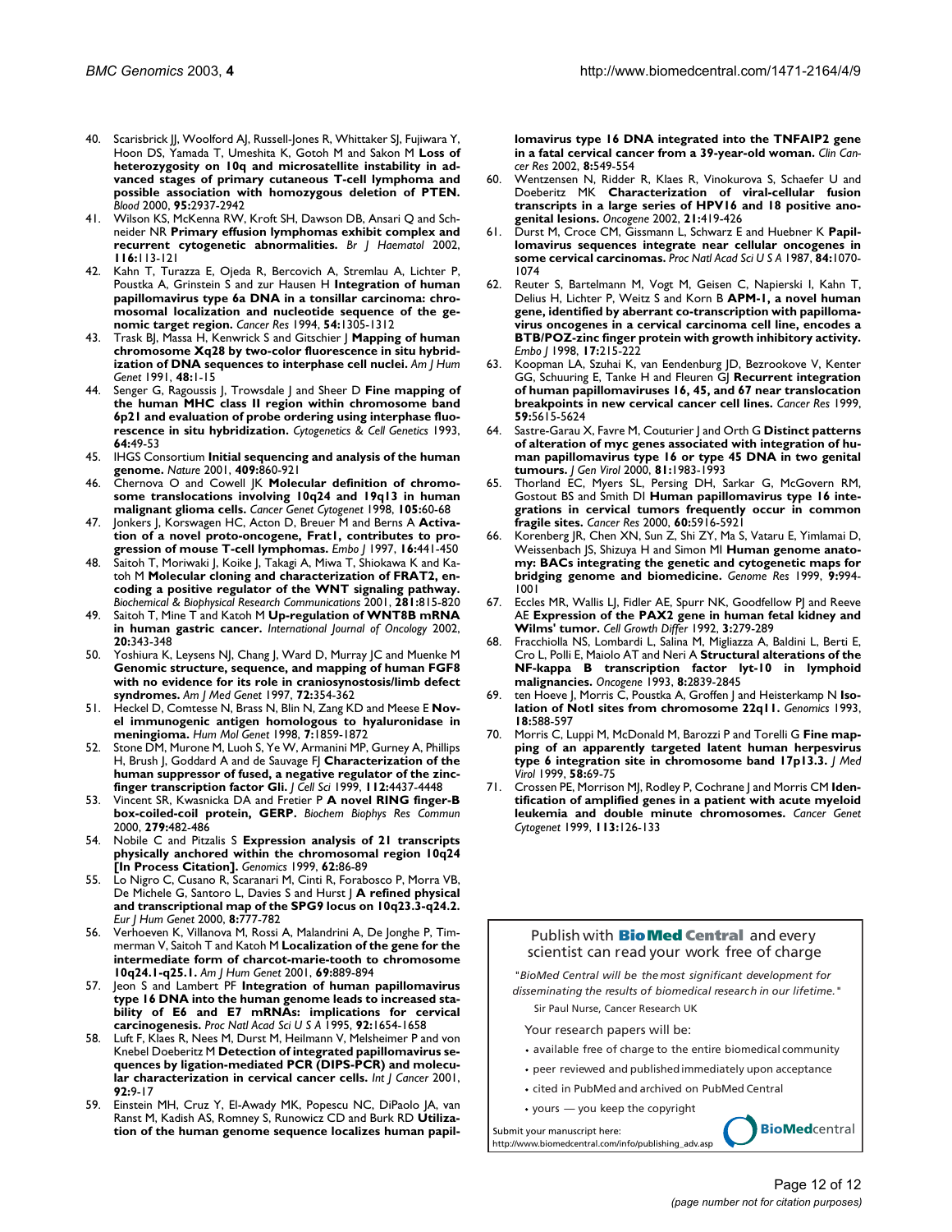40. Scarisbrick JJ, Woolford AJ, Russell-Jones R, Whittaker SJ, Fujiwara Y, Hoon DS, Yamada T, Umeshita K, Gotoh M and Sakon M **Loss of heterozygosity on 10q and microsatellite instability in advanced stages of primary cutaneous T-cell lymphoma and possible association with homozygous deletion of PTEN.** *Blood* 2000, **95:**2937-2942
41. Wilson KS, McKenna RW, Kroft SH, Dawson DB, Ansari Q and Schneider NR **Primary effusion lymphomas exhibit complex and recurrent cytogenetic abnormalities.** *Br J Haematol* 2002, **116:**113-121
42. Kahn T, Turazza E, Ojeda R, Bercovich A, Stremlau A, Lichter P, Poustka A, Grinstein S and zur Hausen H **Integration of human papillomavirus type 6a DNA in a tonsillar carcinoma: chromosomal localization and nucleotide sequence of the genomic target region.** *Cancer Res* 1994, **54:**1305-1312
43. Trask BJ, Massa H, Kenwrick S and Gitschier J **Mapping of human chromosome Xq28 by two-color fluorescence in situ hybridization of DNA sequences to interphase cell nuclei.** *Am J Hum Genet* 1991, **48:**1-15
44. Senger G, Ragoussis J, Trowsdale J and Sheer D **Fine mapping of the human MHC class II region within chromosome band 6p21 and evaluation of probe ordering using interphase fluorescence in situ hybridization.** *Cytogenetics & Cell Genetics* 1993, **64:**49-53
45. IHGS Consortium **Initial sequencing and analysis of the human genome.** *Nature* 2001, **409:**860-921
46. Chernova O and Cowell JK **Molecular definition of chromosome translocations involving 10q24 and 19q13 in human malignant glioma cells.** *Cancer Genet Cytogenet* 1998, **105:**60-68
47. Jonkers J, Korswagen HC, Acton D, Breuer M and Berns A **Activation of a novel proto-oncogene, Frat1, contributes to progression of mouse T-cell lymphomas.** *Embo J* 1997, **16:**441-450
48. Saitoh T, Moriwaki J, Koike J, Takagi A, Miwa T, Shiokawa K and Katoh M **Molecular cloning and characterization of FRAT2, encoding a positive regulator of the WNT signaling pathway.** *Biochemical & Biophysical Research Communications* 2001, **281:**815-820
49. Saitoh T, Mine T and Katoh M **Up-regulation of WNT8B mRNA in human gastric cancer.** *International Journal of Oncology* 2002, **20:**343-348
50. Yoshiura K, Leysens NJ, Chang J, Ward D, Murray JC and Muenke M **Genomic structure, sequence, and mapping of human FGF8 with no evidence for its role in craniosynostosis/limb defect syndromes.** *Am J Med Genet* 1997, **72:**354-362
51. Heckel D, Comtesse N, Brass N, Blin N, Zang KD and Meese E **Novel immunogenic antigen homologous to hyaluronidase in meningioma.** *Hum Mol Genet* 1998, **7:**1859-1872
52. Stone DM, Murone M, Luoh S, Ye W, Armanini MP, Gurney A, Phillips H, Brush J, Goddard A and de Sauvage FJ **Characterization of the human suppressor of fused, a negative regulator of the zinc-finger transcription factor Gli.** *J Cell Sci* 1999, **112:**4437-4448
53. Vincent SR, Kwasnicka DA and Fretier P **A novel RING finger-B box-coiled-coil protein, GERP.** *Biochem Biophys Res Commun* 2000, **279:**482-486
54. Nobile C and Pitzalis S **Expression analysis of 21 transcripts physically anchored within the chromosomal region 10q24 [In Process Citation].** *Genomics* 1999, **62:**86-89
55. Lo Nigro C, Cusano R, Scaranari M, Cinti R, Forabosco P, Morra VB, De Michele G, Santoro L, Davies S and Hurst J **A refined physical and transcriptional map of the SPG9 locus on 10q23.3-q24.2.** *Eur J Hum Genet* 2000, **8:**777-782
56. Verhoeven K, Villanova M, Rossi A, Malandrini A, De Jonghe P, Timmerman V, Saitoh T and Katoh M **Localization of the gene for the intermediate form of charcot-marie-tooth to chromosome 10q24.1-q25.1.** *Am J Hum Genet* 2001, **69:**889-894
57. Jeon S and Lambert PF **Integration of human papillomavirus type 16 DNA into the human genome leads to increased stability of E6 and E7 mRNAs: implications for cervical carcinogenesis.** *Proc Natl Acad Sci U S A* 1995, **92:**1654-1658
58. Luft F, Klaes R, Nees M, Durst M, Heilmann V, Melsheimer P and von Knebel Doeberitz M **Detection of integrated papillomavirus sequences by ligation-mediated PCR (DIPS-PCR) and molecular characterization in cervical cancer cells.** *Int J Cancer* 2001, **92:**9-17
59. Einstein MH, Cruz Y, El-Awady MK, Popescu NC, DiPaolo JA, van Ranst M, Kadish AS, Romney S, Runowicz CD and Burk RD **Utilization of the human genome sequence localizes human papillomavirus type 16 DNA integrated into the TNFAIP2 gene in a fatal cervical cancer from a 39-year-old woman.** *Clin Cancer Res* 2002, **8:**549-554
60. Wentzensen N, Ridder R, Klaes R, Vinokurova S, Schaefer U and Doeberitz MK **Characterization of viral-cellular fusion transcripts in a large series of HPV16 and 18 positive anogenital lesions.** *Oncogene* 2002, **21:**419-426
61. Durst M, Croce CM, Gissmann L, Schwarz E and Huebner K **Papillomavirus sequences integrate near cellular oncogenes in some cervical carcinomas.** *Proc Natl Acad Sci U S A* 1987, **84:**1070-1074
62. Reuter S, Bartelmann M, Vogt M, Geisen C, Napierski I, Kahn T, Delius H, Lichter P, Weitz S and Korn B **APM-1, a novel human gene, identified by aberrant co-transcription with papillomavirus oncogenes in a cervical carcinoma cell line, encodes a BTB/POZ-zinc finger protein with growth inhibitory activity.** *Embo J* 1998, **17:**215-222
63. Koopman LA, Szuhai K, van Eendenburg JD, Bezrookove V, Kenter GG, Schuuring E, Tanke H and Fleuren GJ **Recurrent integration of human papillomaviruses 16, 45, and 67 near translocation breakpoints in new cervical cancer cell lines.** *Cancer Res* 1999, **59:**5615-5624
64. Sastre-Garau X, Favre M, Couturier J and Orth G **Distinct patterns of alteration of myc genes associated with integration of human papillomavirus type 16 or type 45 DNA in two genital tumours.** *J Gen Virol* 2000, **81:**1983-1993
65. Thorland EC, Myers SL, Persing DH, Sarkar G, McGovern RM, Gostout BS and Smith DI **Human papillomavirus type 16 integrations in cervical tumors frequently occur in common fragile sites.** *Cancer Res* 2000, **60:**5916-5921
66. Korenberg JR, Chen XN, Sun Z, Shi ZY, Ma S, Vataru E, Yimlamai D, Weissenbach JS, Shizuya H and Simon MI **Human genome anatomy: BACs integrating the genetic and cytogenetic maps for bridging genome and biomedicine.** *Genome Res* 1999, **9:**994-1001
67. Eccles MR, Wallis LJ, Fidler AE, Spurr NK, Goodfellow PJ and Reeve AE **Expression of the PAX2 gene in human fetal kidney and Wilms' tumor.** *Cell Growth Differ* 1992, **3:**279-289
68. Fracchiolla NS, Lombardi L, Salina M, Migliazza A, Baldini L, Berti E, Cro L, Polli E, Maiolo AT and Neri A **Structural alterations of the NF-kappa B transcription factor lyt-10 in lymphoid malignancies.** *Oncogene* 1993, **8:**2839-2845
69. ten Hoeve J, Morris C, Poustka A, Groffen J and Heisterkamp N **Isolation of NotI sites from chromosome 22q11.** *Genomics* 1993, **18:**588-597
70. Morris C, Luppi M, McDonald M, Barozzi P and Torelli G **Fine mapping of an apparently targeted latent human herpesvirus type 6 integration site in chromosome band 17p13.3.** *J Med Virol* 1999, **58:**69-75
71. Crossen PE, Morrison MJ, Rodley P, Cochrane J and Morris CM **Identification of amplified genes in a patient with acute myeloid leukemia and double minute chromosomes.** *Cancer Genet Cytogenet* 1999, **113:**126-133

Publish with **BioMed Central** and every scientist can read your work free of charge

*"BioMed Central will be the most significant development for disseminating the results of biomedical research in our lifetime."*

Sir Paul Nurse, Cancer Research UK

Your research papers will be:

- available free of charge to the entire biomedical community
- peer reviewed and published immediately upon acceptance
- cited in PubMed and archived on PubMed Central
- yours — you keep the copyright

Submit your manuscript here:
http://www.biomedcentral.com/info/publishing_adv.asp

BioMedcentral